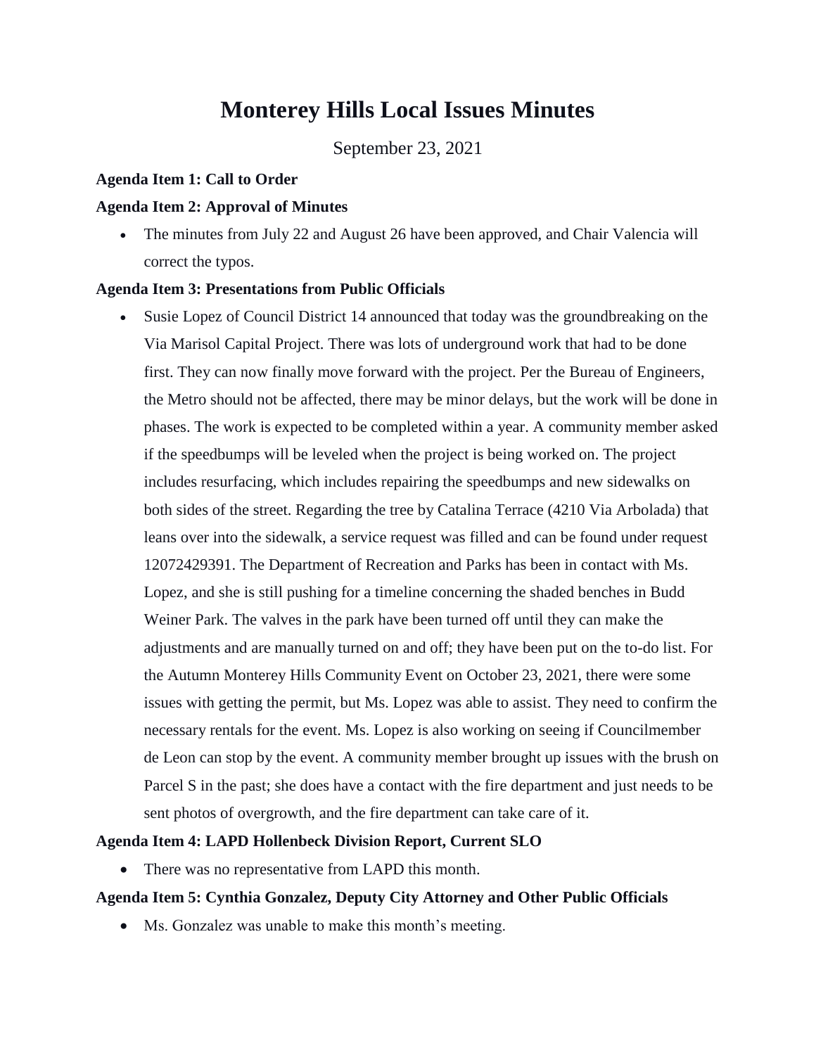# Monterey Hills Local Issues Minutes

September 23, 2021

**Agenda Item 1: Call to Order**

**Agenda Item 2: Approval of Minutes**

- The minutes from July 22 and August 26 have been approved, and Chair Valencia will correct the typos.

**Agenda Item 3: Presentations from Public Officials**

- Susie Lopez of Council District 14 announced that today was the groundbreaking on the Via Marisol Capital Project. There was lots of underground work that had to be done first. They can now finally move forward with the project. Per the Bureau of Engineers, the Metro should not be affected, there may be minor delays, but the work will be done in phases. The work is expected to be completed within a year. A community member asked if the speedbumps will be leveled when the project is being worked on. The project includes resurfacing, which includes repairing the speedbumps and new sidewalks on both sides of the street. Regarding the tree by Catalina Terrace (4210 Via Arbolada) that leans over into the sidewalk, a service request was filled and can be found under request 12072429391. The Department of Recreation and Parks has been in contact with Ms. Lopez, and she is still pushing for a timeline concerning the shaded benches in Budd Weiner Park. The valves in the park have been turned off until they can make the adjustments and are manually turned on and off; they have been put on the to-do list. For the Autumn Monterey Hills Community Event on October 23, 2021, there were some issues with getting the permit, but Ms. Lopez was able to assist. They need to confirm the necessary rentals for the event. Ms. Lopez is also working on seeing if Councilmember de Leon can stop by the event. A community member brought up issues with the brush on Parcel S in the past; she does have a contact with the fire department and just needs to be sent photos of overgrowth, and the fire department can take care of it.

**Agenda Item 4: LAPD Hollenbeck Division Report, Current SLO**

- There was no representative from LAPD this month.

**Agenda Item 5: Cynthia Gonzalez, Deputy City Attorney and Other Public Officials**

- Ms. Gonzalez was unable to make this month's meeting.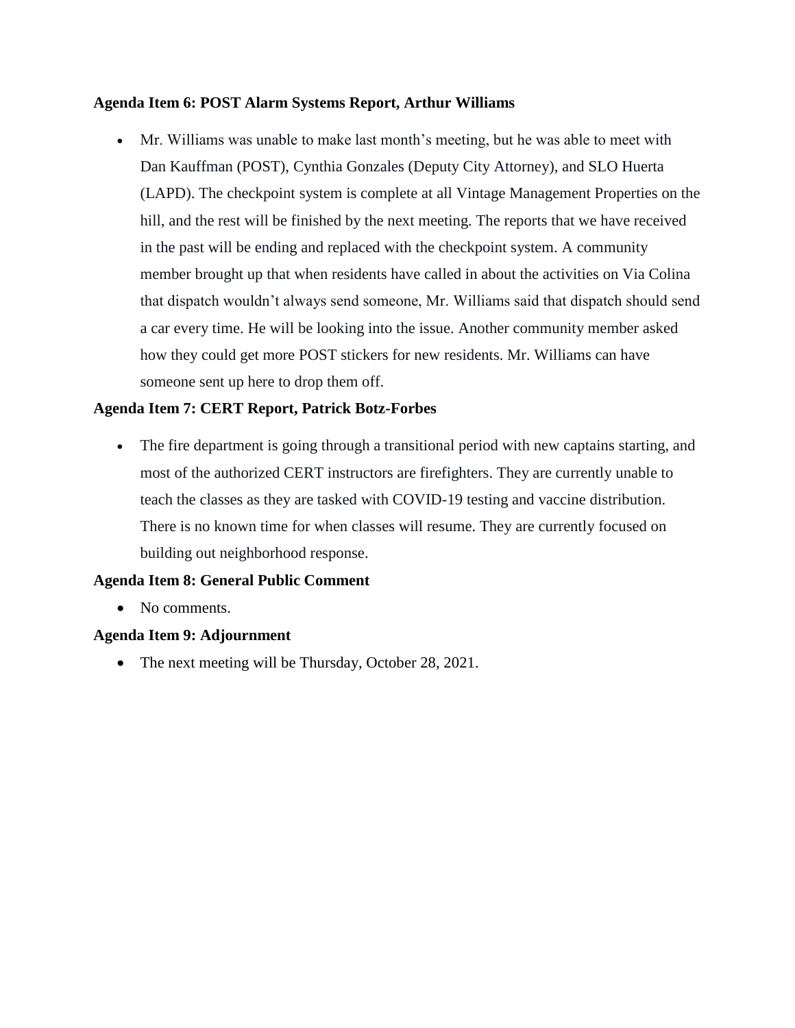**Agenda Item 6: POST Alarm Systems Report, Arthur Williams**

- Mr. Williams was unable to make last month's meeting, but he was able to meet with Dan Kauffman (POST), Cynthia Gonzales (Deputy City Attorney), and SLO Huerta (LAPD). The checkpoint system is complete at all Vintage Management Properties on the hill, and the rest will be finished by the next meeting. The reports that we have received in the past will be ending and replaced with the checkpoint system. A community member brought up that when residents have called in about the activities on Via Colina that dispatch wouldn't always send someone, Mr. Williams said that dispatch should send a car every time. He will be looking into the issue. Another community member asked how they could get more POST stickers for new residents. Mr. Williams can have someone sent up here to drop them off.

**Agenda Item 7: CERT Report, Patrick Botz-Forbes**

- The fire department is going through a transitional period with new captains starting, and most of the authorized CERT instructors are firefighters. They are currently unable to teach the classes as they are tasked with COVID-19 testing and vaccine distribution. There is no known time for when classes will resume. They are currently focused on building out neighborhood response.

**Agenda Item 8: General Public Comment**

- No comments.

**Agenda Item 9: Adjournment**

- The next meeting will be Thursday, October 28, 2021.